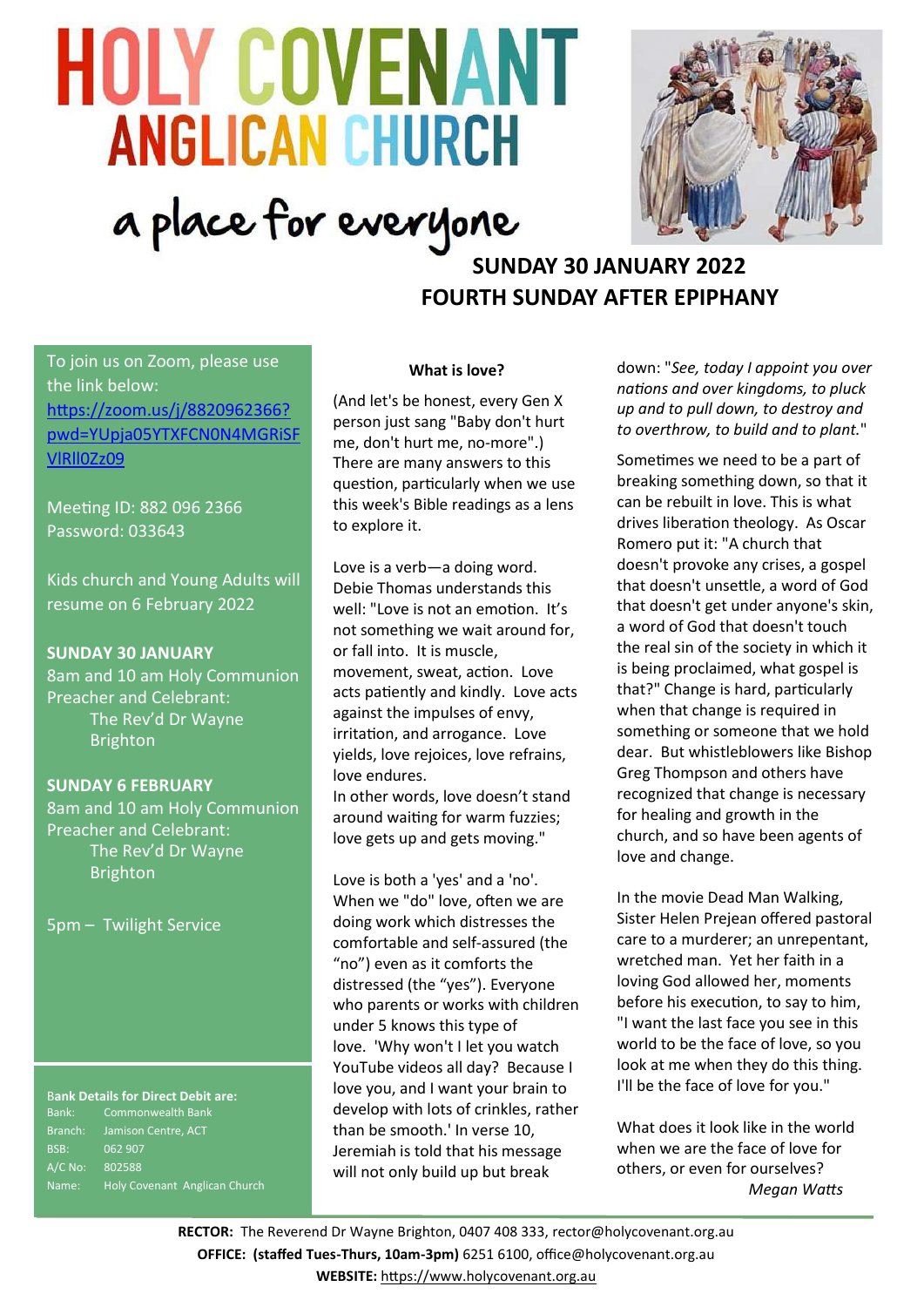# HOLY COVENANT ANGLICAN CHURCH

a place for everyone

## SUNDAY 30 JANUARY 2022
## FOURTH SUNDAY AFTER EPIPHANY

To join us on Zoom, please use the link below:
https://zoom.us/j/8820962366?pwd=YUpja05YTXFCN0N4MGRiSFVIRll0Zz09

Meeting ID: 882 096 2366
Password: 033643

Kids church and Young Adults will resume on 6 February 2022

**SUNDAY 30 JANUARY**
8am and 10 am Holy Communion
Preacher and Celebrant:
The Rev'd Dr Wayne Brighton

**SUNDAY 6 FEBRUARY**
8am and 10 am Holy Communion
Preacher and Celebrant:
The Rev'd Dr Wayne Brighton

5pm – Twilight Service

**Bank Details for Direct Debit are:**

| | |
|---|---|
| Bank: | Commonwealth Bank |
| Branch: | Jamison Centre, ACT |
| BSB: | 062 907 |
| A/C No: | 802588 |
| Name: | Holy Covenant Anglican Church |

### What is love?

(And let's be honest, every Gen X person just sang "Baby don't hurt me, don't hurt me, no-more".) There are many answers to this question, particularly when we use this week's Bible readings as a lens to explore it.

Love is a verb—a doing word. Debie Thomas understands this well: "Love is not an emotion. It's not something we wait around for, or fall into. It is muscle, movement, sweat, action. Love acts patiently and kindly. Love acts against the impulses of envy, irritation, and arrogance. Love yields, love rejoices, love refrains, love endures.
In other words, love doesn't stand around waiting for warm fuzzies; love gets up and gets moving."

Love is both a 'yes' and a 'no'. When we "do" love, often we are doing work which distresses the comfortable and self-assured (the "no") even as it comforts the distressed (the "yes"). Everyone who parents or works with children under 5 knows this type of love. 'Why won't I let you watch YouTube videos all day? Because I love you, and I want your brain to develop with lots of crinkles, rather than be smooth.' In verse 10, Jeremiah is told that his message will not only build up but break down: "*See, today I appoint you over nations and over kingdoms, to pluck up and to pull down, to destroy and to overthrow, to build and to plant.*"

Sometimes we need to be a part of breaking something down, so that it can be rebuilt in love. This is what drives liberation theology. As Oscar Romero put it: "A church that doesn't provoke any crises, a gospel that doesn't unsettle, a word of God that doesn't get under anyone's skin, a word of God that doesn't touch the real sin of the society in which it is being proclaimed, what gospel is that?" Change is hard, particularly when that change is required in something or someone that we hold dear. But whistleblowers like Bishop Greg Thompson and others have recognized that change is necessary for healing and growth in the church, and so have been agents of love and change.

In the movie Dead Man Walking, Sister Helen Prejean offered pastoral care to a murderer; an unrepentant, wretched man. Yet her faith in a loving God allowed her, moments before his execution, to say to him, "I want the last face you see in this world to be the face of love, so you look at me when they do this thing. I'll be the face of love for you."

What does it look like in the world when we are the face of love for others, or even for ourselves?

*Megan Watts*

**RECTOR:** The Reverend Dr Wayne Brighton, 0407 408 333, rector@holycovenant.org.au
**OFFICE: (staffed Tues-Thurs, 10am-3pm)** 6251 6100, office@holycovenant.org.au
**WEBSITE:** https://www.holycovenant.org.au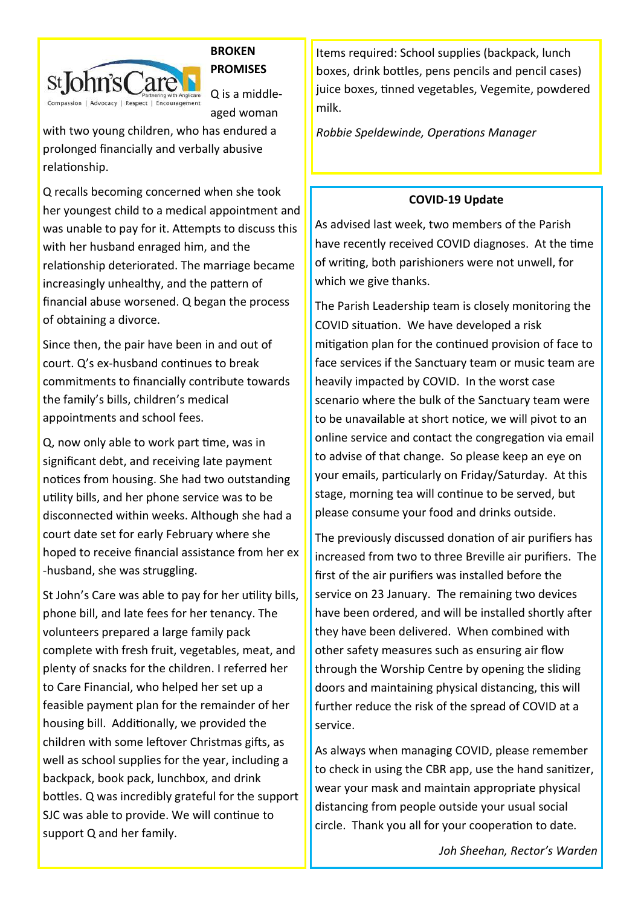St John's Care
Partnering with Anglicare
Compassion | Advocacy | Respect | Encouragement

**BROKEN PROMISES**

Q is a middle-aged woman with two young children, who has endured a prolonged financially and verbally abusive relationship.

Q recalls becoming concerned when she took her youngest child to a medical appointment and was unable to pay for it. Attempts to discuss this with her husband enraged him, and the relationship deteriorated. The marriage became increasingly unhealthy, and the pattern of financial abuse worsened. Q began the process of obtaining a divorce.

Since then, the pair have been in and out of court. Q's ex-husband continues to break commitments to financially contribute towards the family's bills, children's medical appointments and school fees.

Q, now only able to work part time, was in significant debt, and receiving late payment notices from housing. She had two outstanding utility bills, and her phone service was to be disconnected within weeks. Although she had a court date set for early February where she hoped to receive financial assistance from her ex-husband, she was struggling.

St John's Care was able to pay for her utility bills, phone bill, and late fees for her tenancy. The volunteers prepared a large family pack complete with fresh fruit, vegetables, meat, and plenty of snacks for the children. I referred her to Care Financial, who helped her set up a feasible payment plan for the remainder of her housing bill. Additionally, we provided the children with some leftover Christmas gifts, as well as school supplies for the year, including a backpack, book pack, lunchbox, and drink bottles. Q was incredibly grateful for the support SJC was able to provide. We will continue to support Q and her family.

Items required: School supplies (backpack, lunch boxes, drink bottles, pens pencils and pencil cases) juice boxes, tinned vegetables, Vegemite, powdered milk.

*Robbie Speldewinde, Operations Manager*

**COVID-19 Update**

As advised last week, two members of the Parish have recently received COVID diagnoses. At the time of writing, both parishioners were not unwell, for which we give thanks.

The Parish Leadership team is closely monitoring the COVID situation. We have developed a risk mitigation plan for the continued provision of face to face services if the Sanctuary team or music team are heavily impacted by COVID. In the worst case scenario where the bulk of the Sanctuary team were to be unavailable at short notice, we will pivot to an online service and contact the congregation via email to advise of that change. So please keep an eye on your emails, particularly on Friday/Saturday. At this stage, morning tea will continue to be served, but please consume your food and drinks outside.

The previously discussed donation of air purifiers has increased from two to three Breville air purifiers. The first of the air purifiers was installed before the service on 23 January. The remaining two devices have been ordered, and will be installed shortly after they have been delivered. When combined with other safety measures such as ensuring air flow through the Worship Centre by opening the sliding doors and maintaining physical distancing, this will further reduce the risk of the spread of COVID at a service.

As always when managing COVID, please remember to check in using the CBR app, use the hand sanitizer, wear your mask and maintain appropriate physical distancing from people outside your usual social circle. Thank you all for your cooperation to date.

*Joh Sheehan, Rector's Warden*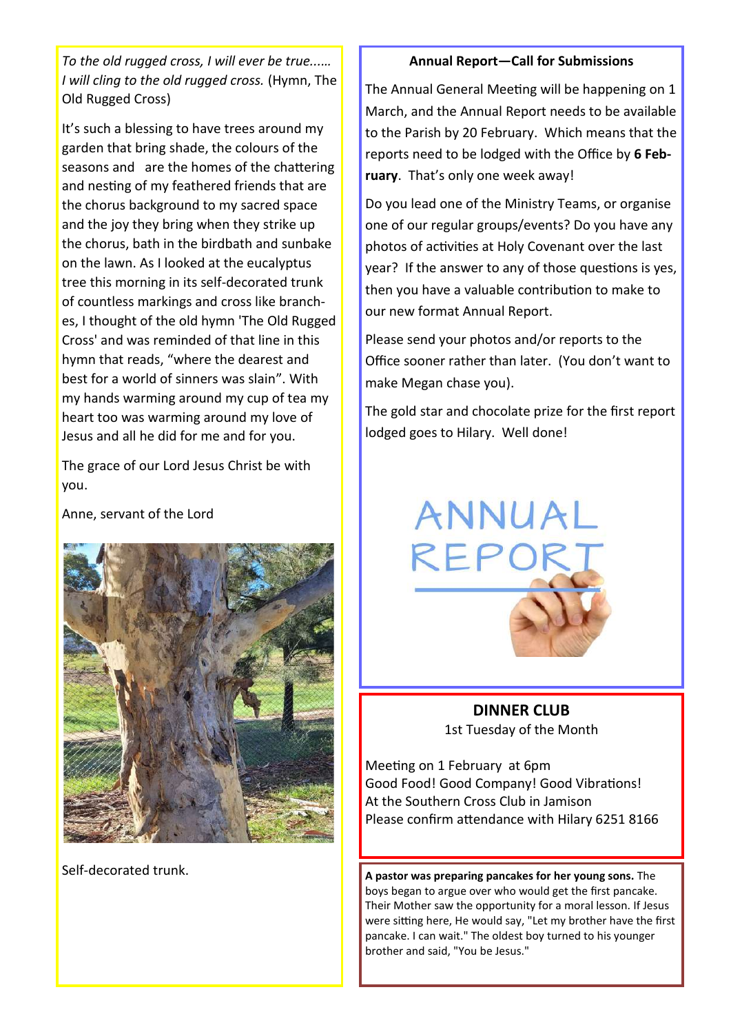*To the old rugged cross, I will ever be true...... I will cling to the old rugged cross.* (Hymn, The Old Rugged Cross)

It's such a blessing to have trees around my garden that bring shade, the colours of the seasons and are the homes of the chattering and nesting of my feathered friends that are the chorus background to my sacred space and the joy they bring when they strike up the chorus, bath in the birdbath and sunbake on the lawn. As I looked at the eucalyptus tree this morning in its self-decorated trunk of countless markings and cross like branches, I thought of the old hymn 'The Old Rugged Cross' and was reminded of that line in this hymn that reads, "where the dearest and best for a world of sinners was slain". With my hands warming around my cup of tea my heart too was warming around my love of Jesus and all he did for me and for you.

The grace of our Lord Jesus Christ be with you.

Anne, servant of the Lord

Self-decorated trunk.

## Annual Report—Call for Submissions

The Annual General Meeting will be happening on 1 March, and the Annual Report needs to be available to the Parish by 20 February. Which means that the reports need to be lodged with the Office by **6 February**. That's only one week away!

Do you lead one of the Ministry Teams, or organise one of our regular groups/events? Do you have any photos of activities at Holy Covenant over the last year? If the answer to any of those questions is yes, then you have a valuable contribution to make to our new format Annual Report.

Please send your photos and/or reports to the Office sooner rather than later. (You don't want to make Megan chase you).

The gold star and chocolate prize for the first report lodged goes to Hilary. Well done!

ANNUAL REPORT

## DINNER CLUB

1st Tuesday of the Month

Meeting on 1 February at 6pm
Good Food! Good Company! Good Vibrations!
At the Southern Cross Club in Jamison
Please confirm attendance with Hilary 6251 8166

**A pastor was preparing pancakes for her young sons.** The boys began to argue over who would get the first pancake. Their Mother saw the opportunity for a moral lesson. If Jesus were sitting here, He would say, "Let my brother have the first pancake. I can wait." The oldest boy turned to his younger brother and said, "You be Jesus."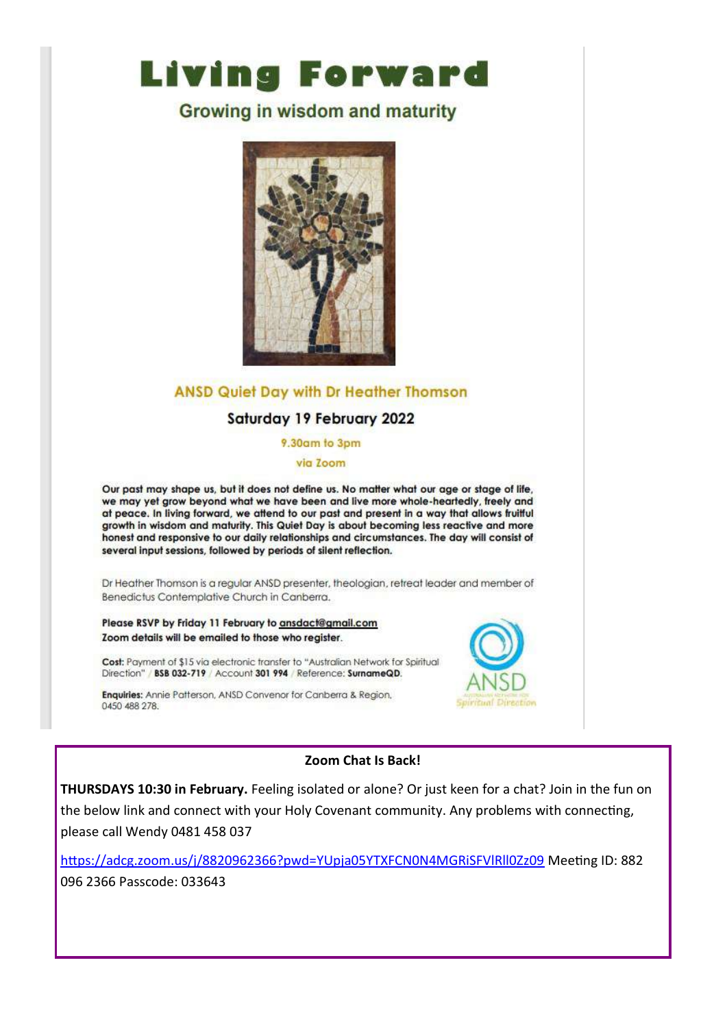# Living Forward

## Growing in wisdom and maturity

### ANSD Quiet Day with Dr Heather Thomson

**Saturday 19 February 2022**

9.30am to 3pm

via Zoom

**Our past may shape us, but it does not define us. No matter what our age or stage of life, we may yet grow beyond what we have been and live more whole-heartedly, freely and at peace. In living forward, we attend to our past and present in a way that allows fruitful growth in wisdom and maturity. This Quiet Day is about becoming less reactive and more honest and responsive to our daily relationships and circumstances. The day will consist of several input sessions, followed by periods of silent reflection.**

Dr Heather Thomson is a regular ANSD presenter, theologian, retreat leader and member of Benedictus Contemplative Church in Canberra.

**Please RSVP by Friday 11 February to ansdact@gmail.com**
**Zoom details will be emailed to those who register.**

**Cost:** Payment of $15 via electronic transfer to "Australian Network for Spiritual Direction" / **BSB 032-719** / Account **301 994** / Reference: **SurnameQD**.

**Enquiries:** Annie Patterson, ANSD Convenor for Canberra & Region, 0450 488 278.

ANSD Spiritual Direction

---

**Zoom Chat Is Back!**

**THURSDAYS 10:30 in February.** Feeling isolated or alone? Or just keen for a chat? Join in the fun on the below link and connect with your Holy Covenant community. Any problems with connecting, please call Wendy 0481 458 037

https://adcg.zoom.us/j/8820962366?pwd=YUpja05YTXFCN0N4MGRiSFVlRll0Zz09 Meeting ID: 882 096 2366 Passcode: 033643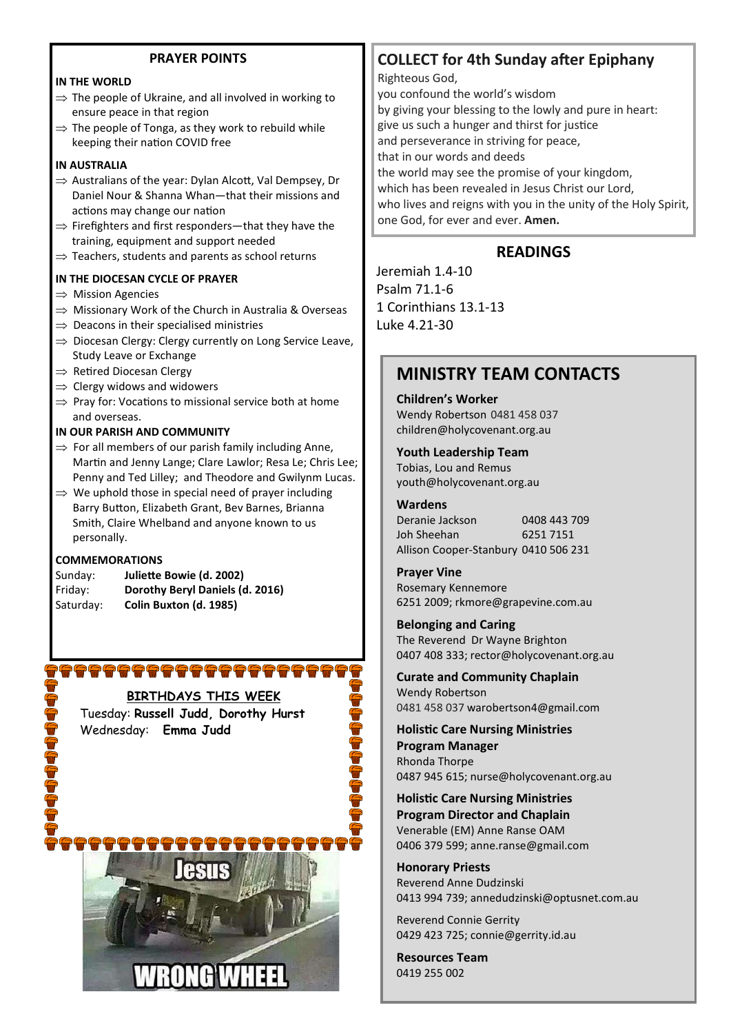## PRAYER POINTS

**IN THE WORLD**

- ⇒ The people of Ukraine, and all involved in working to ensure peace in that region
- ⇒ The people of Tonga, as they work to rebuild while keeping their nation COVID free

**IN AUSTRALIA**

- ⇒ Australians of the year: Dylan Alcott, Val Dempsey, Dr Daniel Nour & Shanna Whan—that their missions and actions may change our nation
- ⇒ Firefighters and first responders—that they have the training, equipment and support needed
- ⇒ Teachers, students and parents as school returns

**IN THE DIOCESAN CYCLE OF PRAYER**

- ⇒ Mission Agencies
- ⇒ Missionary Work of the Church in Australia & Overseas
- ⇒ Deacons in their specialised ministries
- ⇒ Diocesan Clergy: Clergy currently on Long Service Leave, Study Leave or Exchange
- ⇒ Retired Diocesan Clergy
- ⇒ Clergy widows and widowers
- ⇒ Pray for: Vocations to missional service both at home and overseas.

**IN OUR PARISH AND COMMUNITY**

- ⇒ For all members of our parish family including Anne, Martin and Jenny Lange; Clare Lawlor; Resa Le; Chris Lee; Penny and Ted Lilley; and Theodore and Gwilynm Lucas.
- ⇒ We uphold those in special need of prayer including Barry Button, Elizabeth Grant, Bev Barnes, Brianna Smith, Claire Whelband and anyone known to us personally.

**COMMEMORATIONS**

Sunday: **Juliette Bowie (d. 2002)**
Friday: **Dorothy Beryl Daniels (d. 2016)**
Saturday: **Colin Buxton (d. 1985)**

**BIRTHDAYS THIS WEEK**

Tuesday: **Russell Judd, Dorothy Hurst**
Wednesday: **Emma Judd**

Jesus

WRONG WHEEL

## COLLECT for 4th Sunday after Epiphany

Righteous God,
you confound the world's wisdom
by giving your blessing to the lowly and pure in heart:
give us such a hunger and thirst for justice
and perseverance in striving for peace,
that in our words and deeds
the world may see the promise of your kingdom,
which has been revealed in Jesus Christ our Lord,
who lives and reigns with you in the unity of the Holy Spirit,
one God, for ever and ever. **Amen.**

## READINGS

Jeremiah 1.4-10
Psalm 71.1-6
1 Corinthians 13.1-13
Luke 4.21-30

## MINISTRY TEAM CONTACTS

**Children's Worker**
Wendy Robertson 0481 458 037
children@holycovenant.org.au

**Youth Leadership Team**
Tobias, Lou and Remus
youth@holycovenant.org.au

**Wardens**
Deranie Jackson 0408 443 709
Joh Sheehan 6251 7151
Allison Cooper-Stanbury 0410 506 231

**Prayer Vine**
Rosemary Kennemore
6251 2009; rkmore@grapevine.com.au

**Belonging and Caring**
The Reverend Dr Wayne Brighton
0407 408 333; rector@holycovenant.org.au

**Curate and Community Chaplain**
Wendy Robertson
0481 458 037 warobertson4@gmail.com

**Holistic Care Nursing Ministries Program Manager**
Rhonda Thorpe
0487 945 615; nurse@holycovenant.org.au

**Holistic Care Nursing Ministries Program Director and Chaplain**
Venerable (EM) Anne Ranse OAM
0406 379 599; anne.ranse@gmail.com

**Honorary Priests**
Reverend Anne Dudzinski
0413 994 739; annedudzinski@optusnet.com.au

Reverend Connie Gerrity
0429 423 725; connie@gerrity.id.au

**Resources Team**
0419 255 002